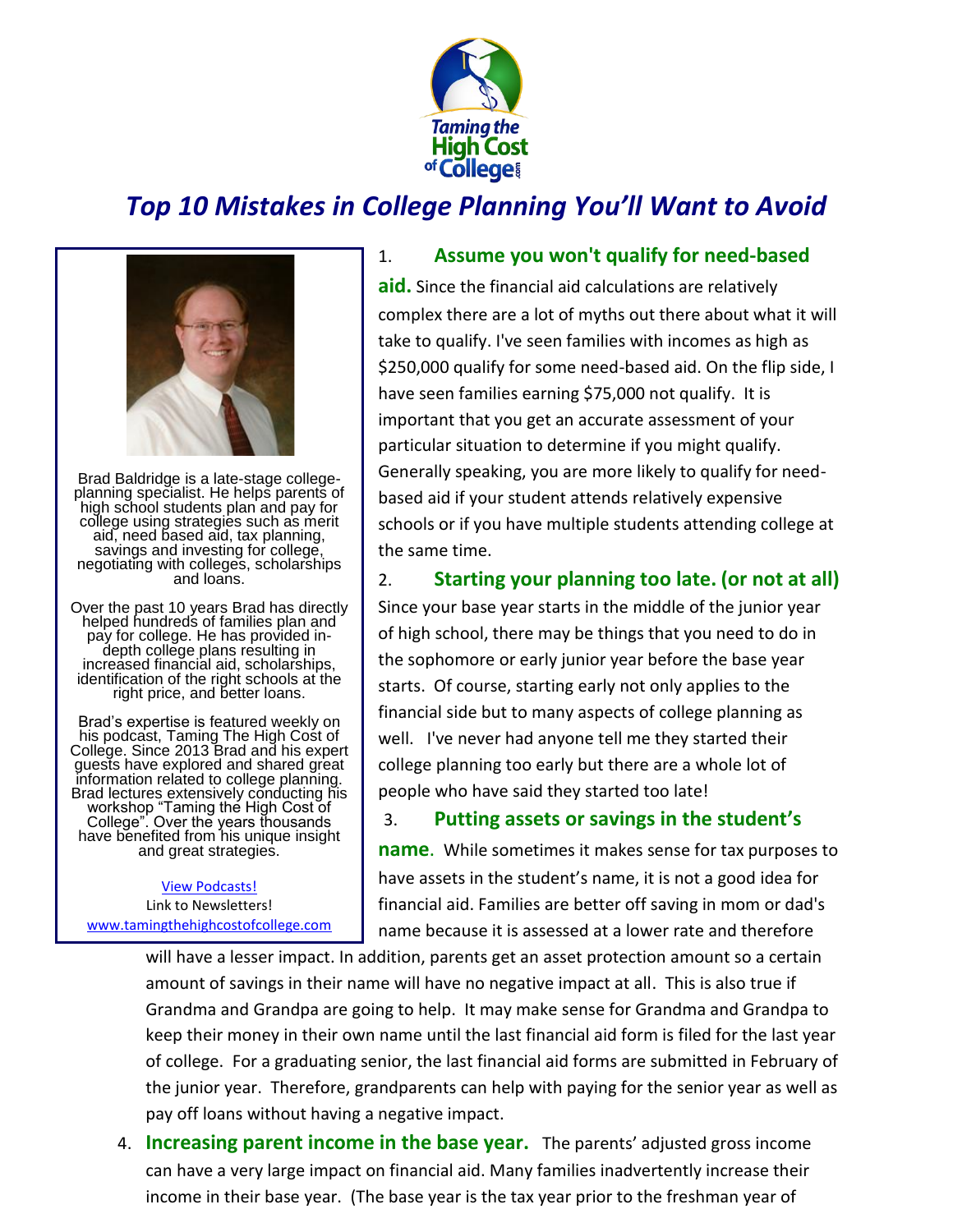# Top 10 Mistakes in College Planning You'll Want to Avoid

Brad Baldridge is a late-stage college-planning specialist. He helps parents of high school students plan and pay for college using strategies such as merit aid, need based aid, tax planning, savings and investing for college, negotiating with colleges, scholarships and loans.

Over the past 10 years Brad has directly helped hundreds of families plan and pay for college. He has provided in-depth college plans resulting in increased financial aid, scholarships, identification of the right schools at the right price, and better loans.

Brad's expertise is featured weekly on his podcast, Taming The High Cost of College. Since 2013 Brad and his expert guests have explored and shared great information related to college planning. Brad lectures extensively conducting his workshop "Taming the High Cost of College". Over the years thousands have benefited from his unique insight and great strategies.

View Podcasts!
Link to Newsletters!
www.taminghighcostofcollege.com

1. **Assume you won't qualify for need-based aid.** Since the financial aid calculations are relatively complex there are a lot of myths out there about what it will take to qualify. I've seen families with incomes as high as $250,000 qualify for some need-based aid. On the flip side, I have seen families earning $75,000 not qualify. It is important that you get an accurate assessment of your particular situation to determine if you might qualify. Generally speaking, you are more likely to qualify for need-based aid if your student attends relatively expensive schools or if you have multiple students attending college at the same time.

2. **Starting your planning too late. (or not at all)** Since your base year starts in the middle of the junior year of high school, there may be things that you need to do in the sophomore or early junior year before the base year starts. Of course, starting early not only applies to the financial side but to many aspects of college planning as well. I've never had anyone tell me they started their college planning too early but there are a whole lot of people who have said they started too late!

3. **Putting assets or savings in the student's name**. While sometimes it makes sense for tax purposes to have assets in the student's name, it is not a good idea for financial aid. Families are better off saving in mom or dad's name because it is assessed at a lower rate and therefore will have a lesser impact. In addition, parents get an asset protection amount so a certain amount of savings in their name will have no negative impact at all. This is also true if Grandma and Grandpa are going to help. It may make sense for Grandma and Grandpa to keep their money in their own name until the last financial aid form is filed for the last year of college. For a graduating senior, the last financial aid forms are submitted in February of the junior year. Therefore, grandparents can help with paying for the senior year as well as pay off loans without having a negative impact.

4. **Increasing parent income in the base year.** The parents' adjusted gross income can have a very large impact on financial aid. Many families inadvertently increase their income in their base year. (The base year is the tax year prior to the freshman year of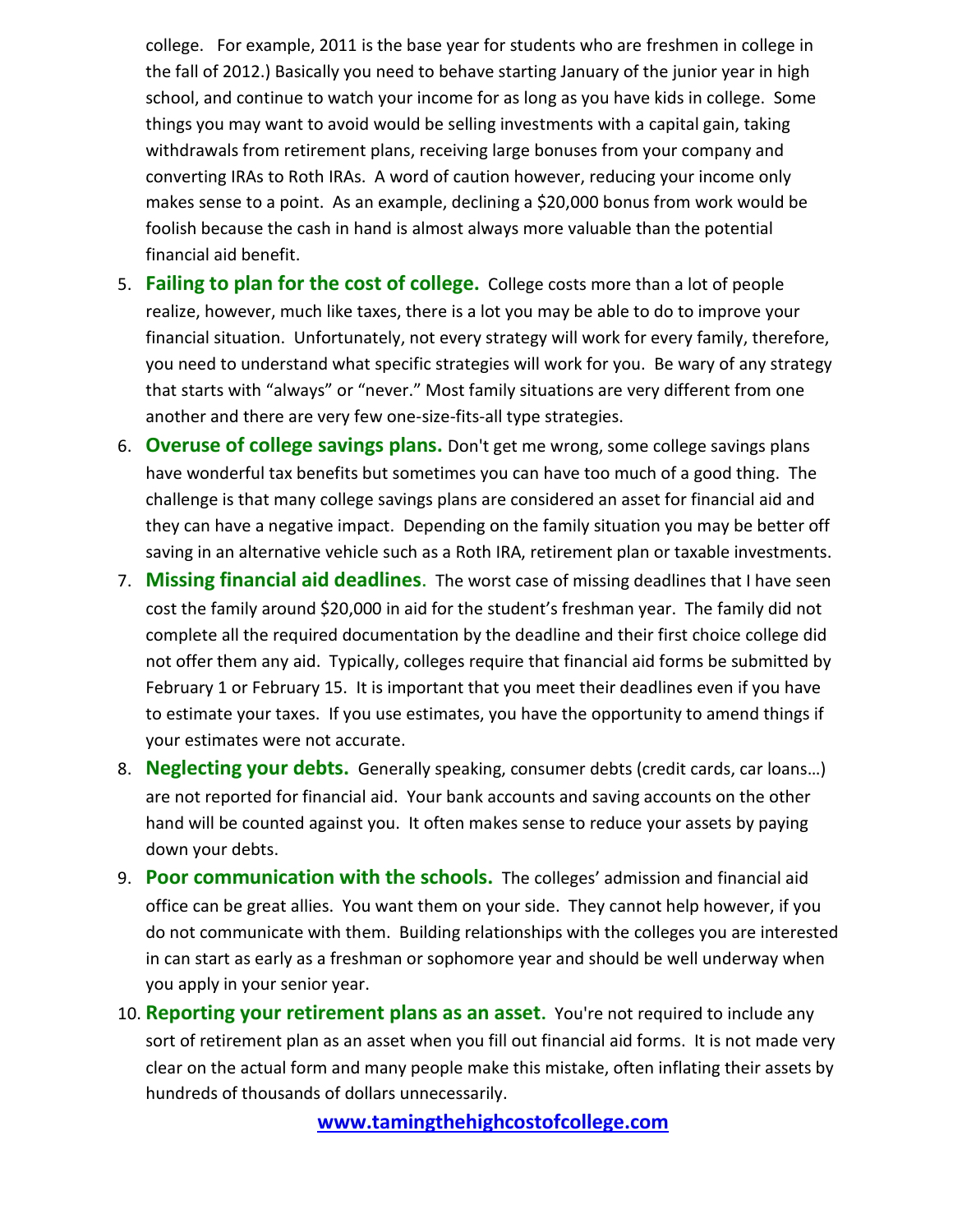college. For example, 2011 is the base year for students who are freshmen in college in the fall of 2012.) Basically you need to behave starting January of the junior year in high school, and continue to watch your income for as long as you have kids in college. Some things you may want to avoid would be selling investments with a capital gain, taking withdrawals from retirement plans, receiving large bonuses from your company and converting IRAs to Roth IRAs. A word of caution however, reducing your income only makes sense to a point. As an example, declining a $20,000 bonus from work would be foolish because the cash in hand is almost always more valuable than the potential financial aid benefit.

5. **Failing to plan for the cost of college.** College costs more than a lot of people realize, however, much like taxes, there is a lot you may be able to do to improve your financial situation. Unfortunately, not every strategy will work for every family, therefore, you need to understand what specific strategies will work for you. Be wary of any strategy that starts with "always" or "never." Most family situations are very different from one another and there are very few one-size-fits-all type strategies.
6. **Overuse of college savings plans.** Don't get me wrong, some college savings plans have wonderful tax benefits but sometimes you can have too much of a good thing. The challenge is that many college savings plans are considered an asset for financial aid and they can have a negative impact. Depending on the family situation you may be better off saving in an alternative vehicle such as a Roth IRA, retirement plan or taxable investments.
7. **Missing financial aid deadlines**. The worst case of missing deadlines that I have seen cost the family around $20,000 in aid for the student's freshman year. The family did not complete all the required documentation by the deadline and their first choice college did not offer them any aid. Typically, colleges require that financial aid forms be submitted by February 1 or February 15. It is important that you meet their deadlines even if you have to estimate your taxes. If you use estimates, you have the opportunity to amend things if your estimates were not accurate.
8. **Neglecting your debts.** Generally speaking, consumer debts (credit cards, car loans…) are not reported for financial aid. Your bank accounts and saving accounts on the other hand will be counted against you. It often makes sense to reduce your assets by paying down your debts.
9. **Poor communication with the schools.** The colleges' admission and financial aid office can be great allies. You want them on your side. They cannot help however, if you do not communicate with them. Building relationships with the colleges you are interested in can start as early as a freshman or sophomore year and should be well underway when you apply in your senior year.
10. **Reporting your retirement plans as an asset.** You're not required to include any sort of retirement plan as an asset when you fill out financial aid forms. It is not made very clear on the actual form and many people make this mistake, often inflating their assets by hundreds of thousands of dollars unnecessarily.

**www.taminghighcostofcollege.com**